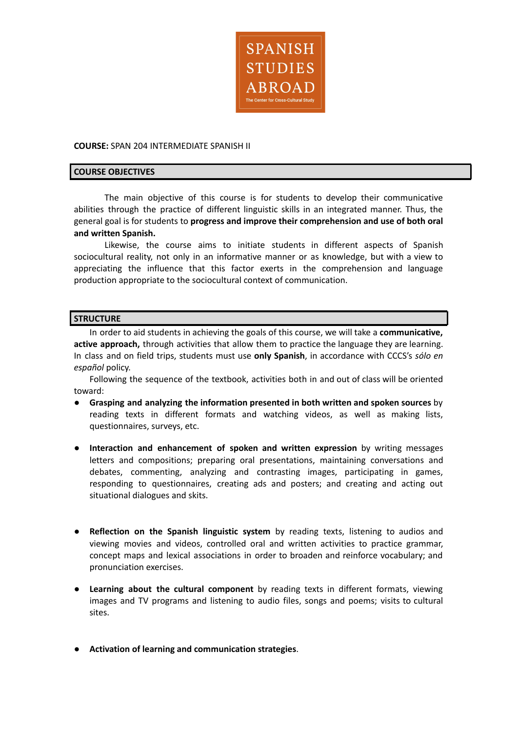SPANISH STUDIES ABROAD

The Center for Cross-Cultural Study

**COURSE:** SPAN 204 INTERMEDIATE SPANISH II

## COURSE OBJECTIVES

The main objective of this course is for students to develop their communicative abilities through the practice of different linguistic skills in an integrated manner. Thus, the general goal is for students to **progress and improve their comprehension and use of both oral and written Spanish.**

Likewise, the course aims to initiate students in different aspects of Spanish sociocultural reality, not only in an informative manner or as knowledge, but with a view to appreciating the influence that this factor exerts in the comprehension and language production appropriate to the sociocultural context of communication.

## STRUCTURE

In order to aid students in achieving the goals of this course, we will take a **communicative, active approach,** through activities that allow them to practice the language they are learning. In class and on field trips, students must use **only Spanish**, in accordance with CCCS's *sólo en español* policy.

Following the sequence of the textbook, activities both in and out of class will be oriented toward:

- **Grasping and analyzing the information presented in both written and spoken sources** by reading texts in different formats and watching videos, as well as making lists, questionnaires, surveys, etc.

- **Interaction and enhancement of spoken and written expression** by writing messages letters and compositions; preparing oral presentations, maintaining conversations and debates, commenting, analyzing and contrasting images, participating in games, responding to questionnaires, creating ads and posters; and creating and acting out situational dialogues and skits.

- **Reflection on the Spanish linguistic system** by reading texts, listening to audios and viewing movies and videos, controlled oral and written activities to practice grammar, concept maps and lexical associations in order to broaden and reinforce vocabulary; and pronunciation exercises.

- **Learning about the cultural component** by reading texts in different formats, viewing images and TV programs and listening to audio files, songs and poems; visits to cultural sites.

- **Activation of learning and communication strategies**.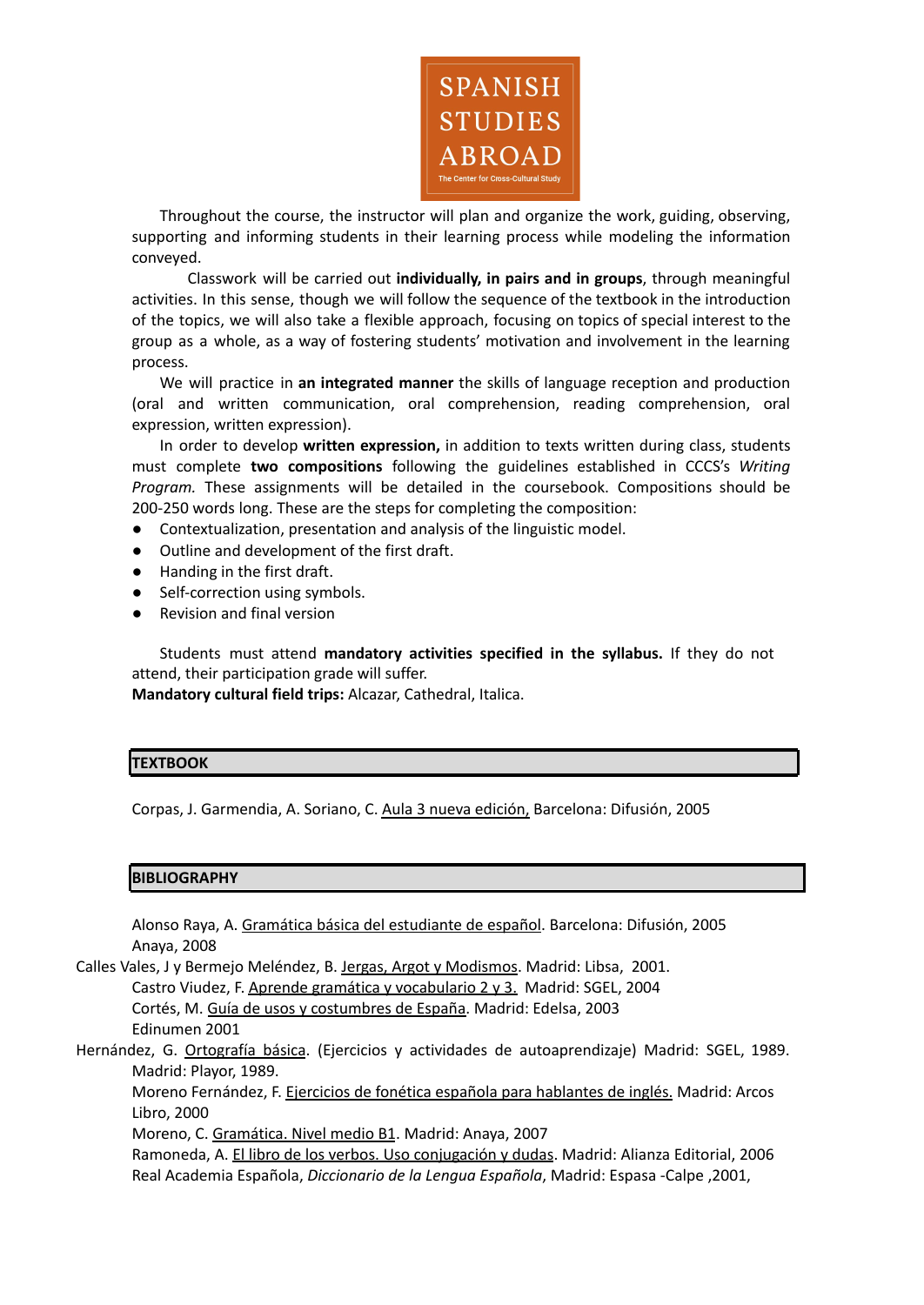Throughout the course, the instructor will plan and organize the work, guiding, observing, supporting and informing students in their learning process while modeling the information conveyed.

Classwork will be carried out **individually, in pairs and in groups**, through meaningful activities. In this sense, though we will follow the sequence of the textbook in the introduction of the topics, we will also take a flexible approach, focusing on topics of special interest to the group as a whole, as a way of fostering students' motivation and involvement in the learning process.

We will practice in **an integrated manner** the skills of language reception and production (oral and written communication, oral comprehension, reading comprehension, oral expression, written expression).

In order to develop **written expression,** in addition to texts written during class, students must complete **two compositions** following the guidelines established in CCCS's *Writing Program.* These assignments will be detailed in the coursebook. Compositions should be 200-250 words long. These are the steps for completing the composition:

- Contextualization, presentation and analysis of the linguistic model.
- Outline and development of the first draft.
- Handing in the first draft.
- Self-correction using symbols.
- Revision and final version

Students must attend **mandatory activities specified in the syllabus.** If they do not attend, their participation grade will suffer.

**Mandatory cultural field trips:** Alcazar, Cathedral, Italica.

## TEXTBOOK

Corpas, J. Garmendia, A. Soriano, C. Aula 3 nueva edición, Barcelona: Difusión, 2005

## BIBLIOGRAPHY

Alonso Raya, A. Gramática básica del estudiante de español. Barcelona: Difusión, 2005
Anaya, 2008
Calles Vales, J y Bermejo Meléndez, B. Jergas, Argot y Modismos. Madrid: Libsa, 2001.
Castro Viudez, F. Aprende gramática y vocabulario 2 y 3. Madrid: SGEL, 2004
Cortés, M. Guía de usos y costumbres de España. Madrid: Edelsa, 2003
Edinumen 2001
Hernández, G. Ortografía básica. (Ejercicios y actividades de autoaprendizaje) Madrid: SGEL, 1989.
Madrid: Playor, 1989.
Moreno Fernández, F. Ejercicios de fonética española para hablantes de inglés. Madrid: Arcos Libro, 2000
Moreno, C. Gramática. Nivel medio B1. Madrid: Anaya, 2007
Ramoneda, A. El libro de los verbos. Uso conjugación y dudas. Madrid: Alianza Editorial, 2006
Real Academia Española, *Diccionario de la Lengua Española*, Madrid: Espasa -Calpe ,2001,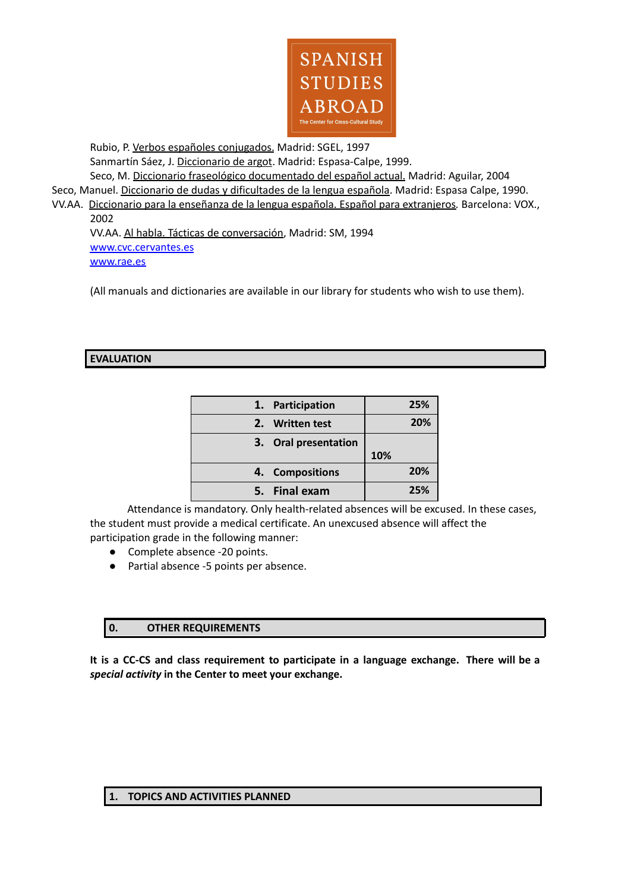Rubio, P. Verbos españoles conjugados. Madrid: SGEL, 1997

Sanmartín Sáez, J. Diccionario de argot. Madrid: Espasa-Calpe, 1999.

Seco, M. Diccionario fraseológico documentado del español actual. Madrid: Aguilar, 2004

Seco, Manuel. Diccionario de dudas y dificultades de la lengua española. Madrid: Espasa Calpe, 1990.

VV.AA. Diccionario para la enseñanza de la lengua española. Español para extranjeros. Barcelona: VOX., 2002

VV.AA. Al habla. Tácticas de conversación, Madrid: SM, 1994

www.cvc.cervantes.es

www.rae.es

(All manuals and dictionaries are available in our library for students who wish to use them).

## EVALUATION

| | |
|---|---|
| 1. Participation | 25% |
| 2. Written test | 20% |
| 3. Oral presentation | 10% |
| 4. Compositions | 20% |
| 5. Final exam | 25% |

Attendance is mandatory. Only health-related absences will be excused. In these cases, the student must provide a medical certificate. An unexcused absence will affect the participation grade in the following manner:

- Complete absence -20 points.
- Partial absence -5 points per absence.

## 0. OTHER REQUIREMENTS

**It is a CC-CS and class requirement to participate in a language exchange. There will be a *special activity* in the Center to meet your exchange.**

## 1. TOPICS AND ACTIVITIES PLANNED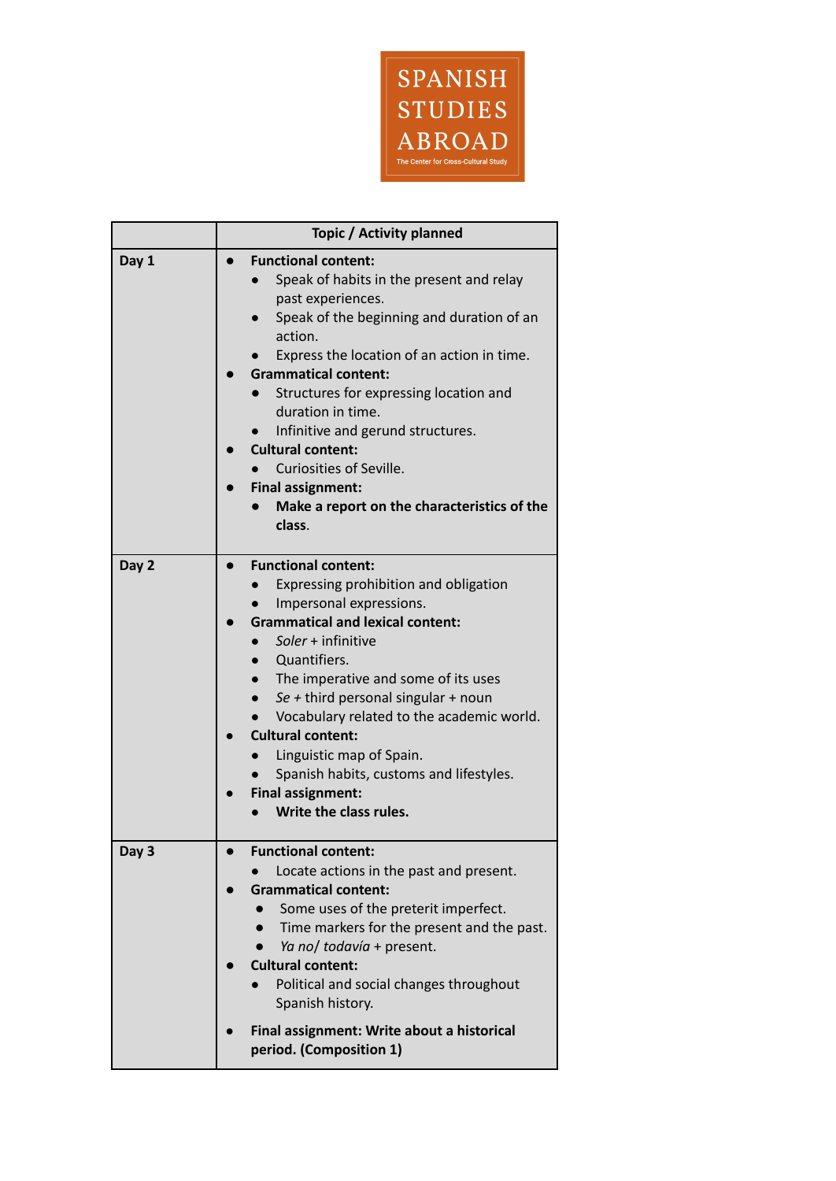SPANISH STUDIES ABROAD

The Center for Cross-Cultural Study

| | Topic / Activity planned |
|---|---|
| **Day 1** | • **Functional content:**<br>&nbsp;&nbsp;• Speak of habits in the present and relay past experiences.<br>&nbsp;&nbsp;• Speak of the beginning and duration of an action.<br>&nbsp;&nbsp;• Express the location of an action in time.<br>• **Grammatical content:**<br>&nbsp;&nbsp;• Structures for expressing location and duration in time.<br>&nbsp;&nbsp;• Infinitive and gerund structures.<br>• **Cultural content:**<br>&nbsp;&nbsp;• Curiosities of Seville.<br>• **Final assignment:**<br>&nbsp;&nbsp;• **Make a report on the characteristics of the class**. |
| **Day 2** | • **Functional content:**<br>&nbsp;&nbsp;• Expressing prohibition and obligation<br>&nbsp;&nbsp;• Impersonal expressions.<br>• **Grammatical and lexical content:**<br>&nbsp;&nbsp;• *Soler* + infinitive<br>&nbsp;&nbsp;• Quantifiers.<br>&nbsp;&nbsp;• The imperative and some of its uses<br>&nbsp;&nbsp;• *Se* + third personal singular + noun<br>&nbsp;&nbsp;• Vocabulary related to the academic world.<br>• **Cultural content:**<br>&nbsp;&nbsp;• Linguistic map of Spain.<br>&nbsp;&nbsp;• Spanish habits, customs and lifestyles.<br>• **Final assignment:**<br>&nbsp;&nbsp;• **Write the class rules.** |
| **Day 3** | • **Functional content:**<br>&nbsp;&nbsp;• Locate actions in the past and present.<br>• **Grammatical content:**<br>&nbsp;&nbsp;• Some uses of the preterit imperfect.<br>&nbsp;&nbsp;• Time markers for the present and the past.<br>&nbsp;&nbsp;• *Ya no/ todavía* + present.<br>• **Cultural content:**<br>&nbsp;&nbsp;• Political and social changes throughout Spanish history.<br>• **Final assignment: Write about a historical period. (Composition 1)** |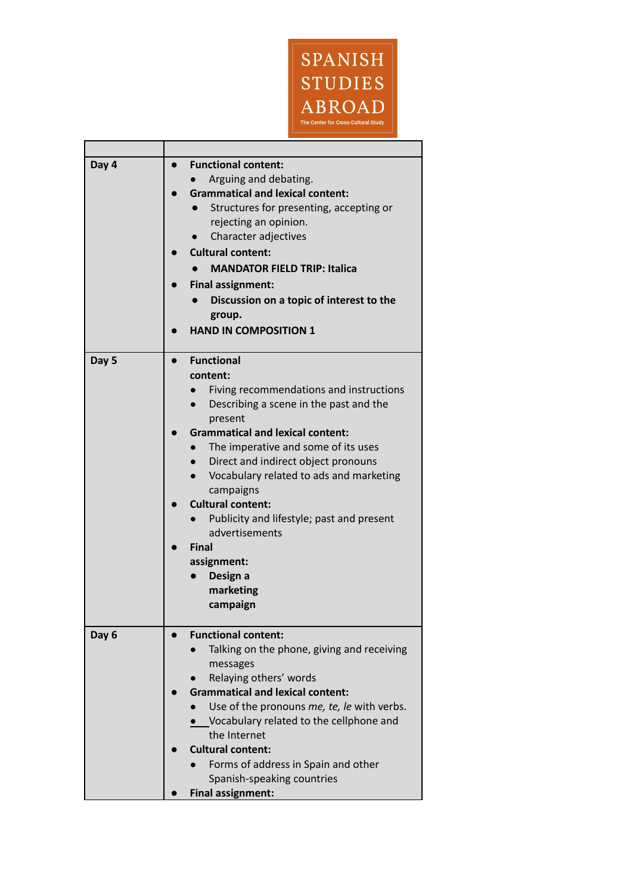SPANISH STUDIES ABROAD

The Center for Cross-Cultural Study

| | |
|---|---|
| **Day 4** | • **Functional content:** <br> ◦ Arguing and debating. <br> • **Grammatical and lexical content:** <br> ◦ Structures for presenting, accepting or rejecting an opinion. <br> ◦ Character adjectives <br> • **Cultural content:** <br> ◦ **MANDATOR FIELD TRIP: Italica** <br> • **Final assignment:** <br> ◦ **Discussion on a topic of interest to the group.** <br> • **HAND IN COMPOSITION 1** |
| **Day 5** | • **Functional content:** <br> ◦ Fiving recommendations and instructions <br> ◦ Describing a scene in the past and the present <br> • **Grammatical and lexical content:** <br> ◦ The imperative and some of its uses <br> ◦ Direct and indirect object pronouns <br> ◦ Vocabulary related to ads and marketing campaigns <br> • **Cultural content:** <br> ◦ Publicity and lifestyle; past and present advertisements <br> • **Final assignment:** <br> ◦ **Design a marketing campaign** |
| **Day 6** | • **Functional content:** <br> ◦ Talking on the phone, giving and receiving messages <br> ◦ Relaying others' words <br> • **Grammatical and lexical content:** <br> ◦ Use of the pronouns *me, te, le* with verbs. <br> ◦ Vocabulary related to the cellphone and the Internet <br> • **Cultural content:** <br> ◦ Forms of address in Spain and other Spanish-speaking countries <br> • **Final assignment:** |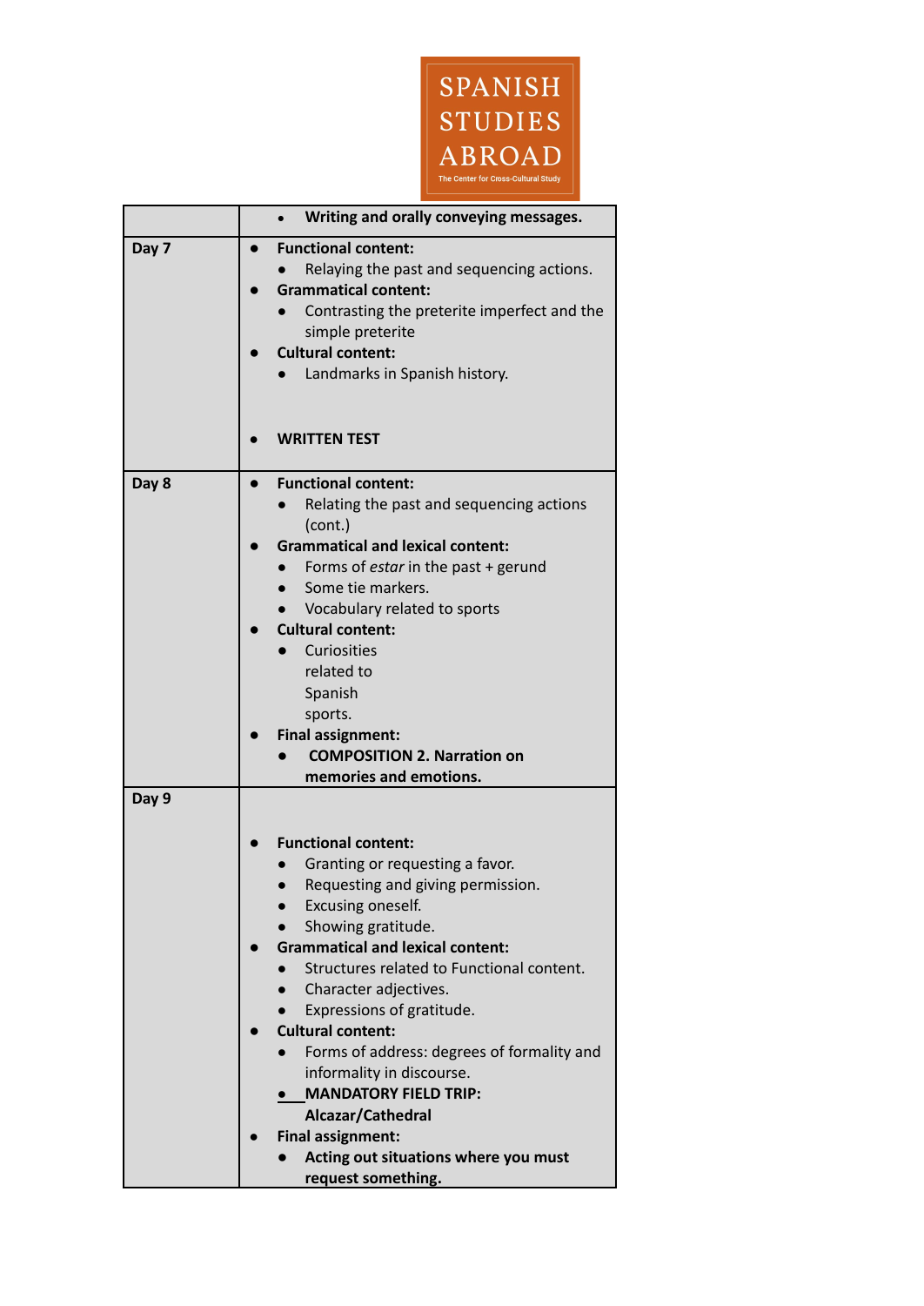| | |
|---|---|
| | • **Writing and orally conveying messages.** |
| Day 7 | • **Functional content:** <br> • Relaying the past and sequencing actions. <br> • **Grammatical content:** <br> • Contrasting the preterite imperfect and the simple preterite <br> • **Cultural content:** <br> • Landmarks in Spanish history. <br> • **WRITTEN TEST** |
| Day 8 | • **Functional content:** <br> • Relating the past and sequencing actions (cont.) <br> • **Grammatical and lexical content:** <br> • Forms of *estar* in the past + gerund <br> • Some tie markers. <br> • Vocabulary related to sports <br> • **Cultural content:** <br> • Curiosities related to Spanish sports. <br> • **Final assignment:** <br> • **COMPOSITION 2. Narration on memories and emotions.** |
| Day 9 | • **Functional content:** <br> • Granting or requesting a favor. <br> • Requesting and giving permission. <br> • Excusing oneself. <br> • Showing gratitude. <br> • **Grammatical and lexical content:** <br> • Structures related to Functional content. <br> • Character adjectives. <br> • Expressions of gratitude. <br> • **Cultural content:** <br> • Forms of address: degrees of formality and informality in discourse. <br> • **MANDATORY FIELD TRIP: Alcazar/Cathedral** <br> • **Final assignment:** <br> • **Acting out situations where you must request something.** |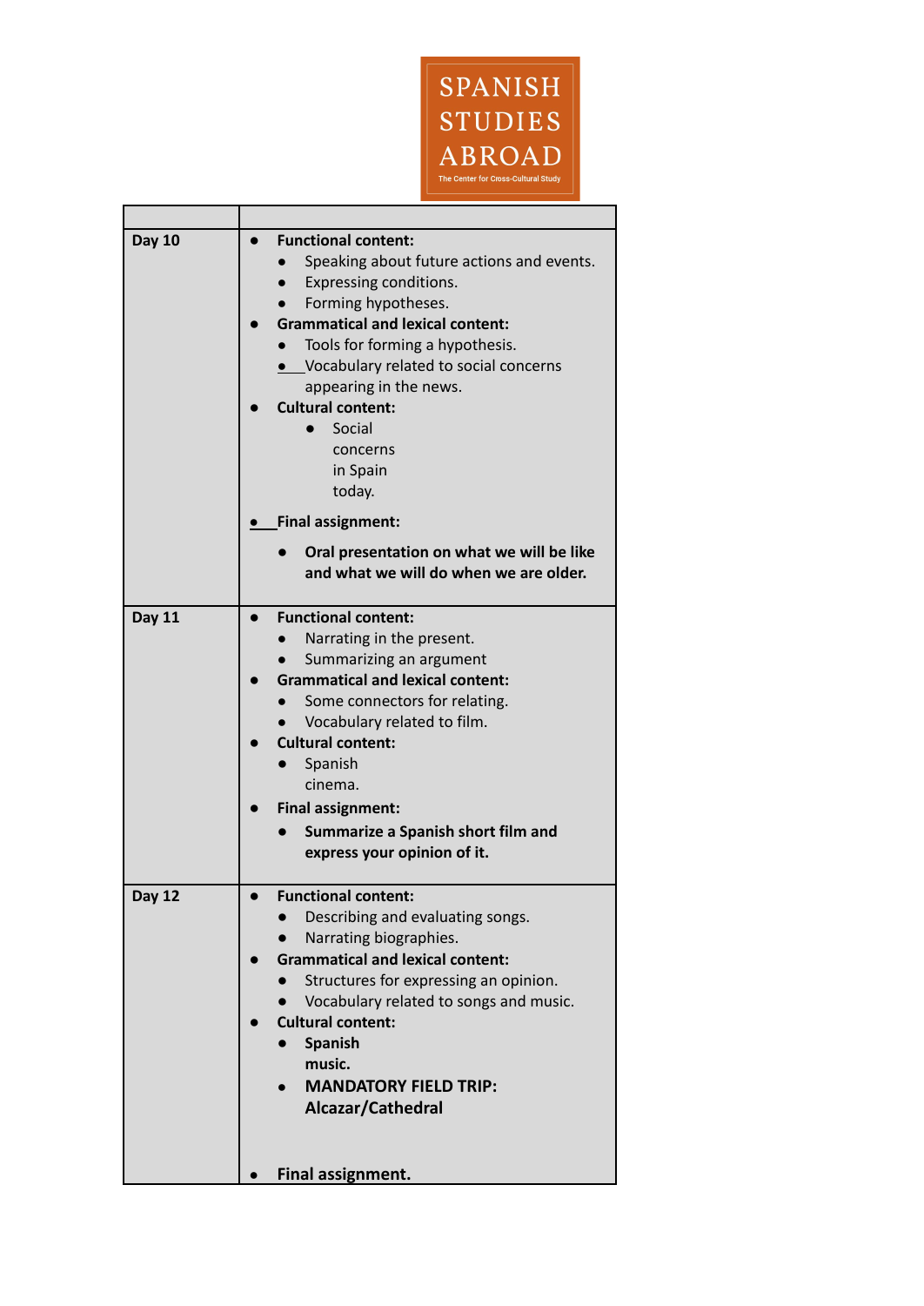SPANISH STUDIES ABROAD
The Center for Cross-Cultural Study

| | |
|---|---|
| **Day 10** | • **Functional content:**<br>  ◦ Speaking about future actions and events.<br>  ◦ Expressing conditions.<br>  ◦ Forming hypotheses.<br>• **Grammatical and lexical content:**<br>  ◦ Tools for forming a hypothesis.<br>  ◦ Vocabulary related to social concerns appearing in the news.<br>• **Cultural content:**<br>  ◦ Social concerns in Spain today.<br>• **Final assignment:**<br>  ◦ **Oral presentation on what we will be like and what we will do when we are older.** |
| **Day 11** | • **Functional content:**<br>  ◦ Narrating in the present.<br>  ◦ Summarizing an argument<br>• **Grammatical and lexical content:**<br>  ◦ Some connectors for relating.<br>  ◦ Vocabulary related to film.<br>• **Cultural content:**<br>  ◦ Spanish cinema.<br>• **Final assignment:**<br>  ◦ **Summarize a Spanish short film and express your opinion of it.** |
| **Day 12** | • **Functional content:**<br>  ◦ Describing and evaluating songs.<br>  ◦ Narrating biographies.<br>• **Grammatical and lexical content:**<br>  ◦ Structures for expressing an opinion.<br>  ◦ Vocabulary related to songs and music.<br>• **Cultural content:**<br>  ◦ **Spanish music.**<br>  ◦ **MANDATORY FIELD TRIP: Alcazar/Cathedral**<br>• **Final assignment.** |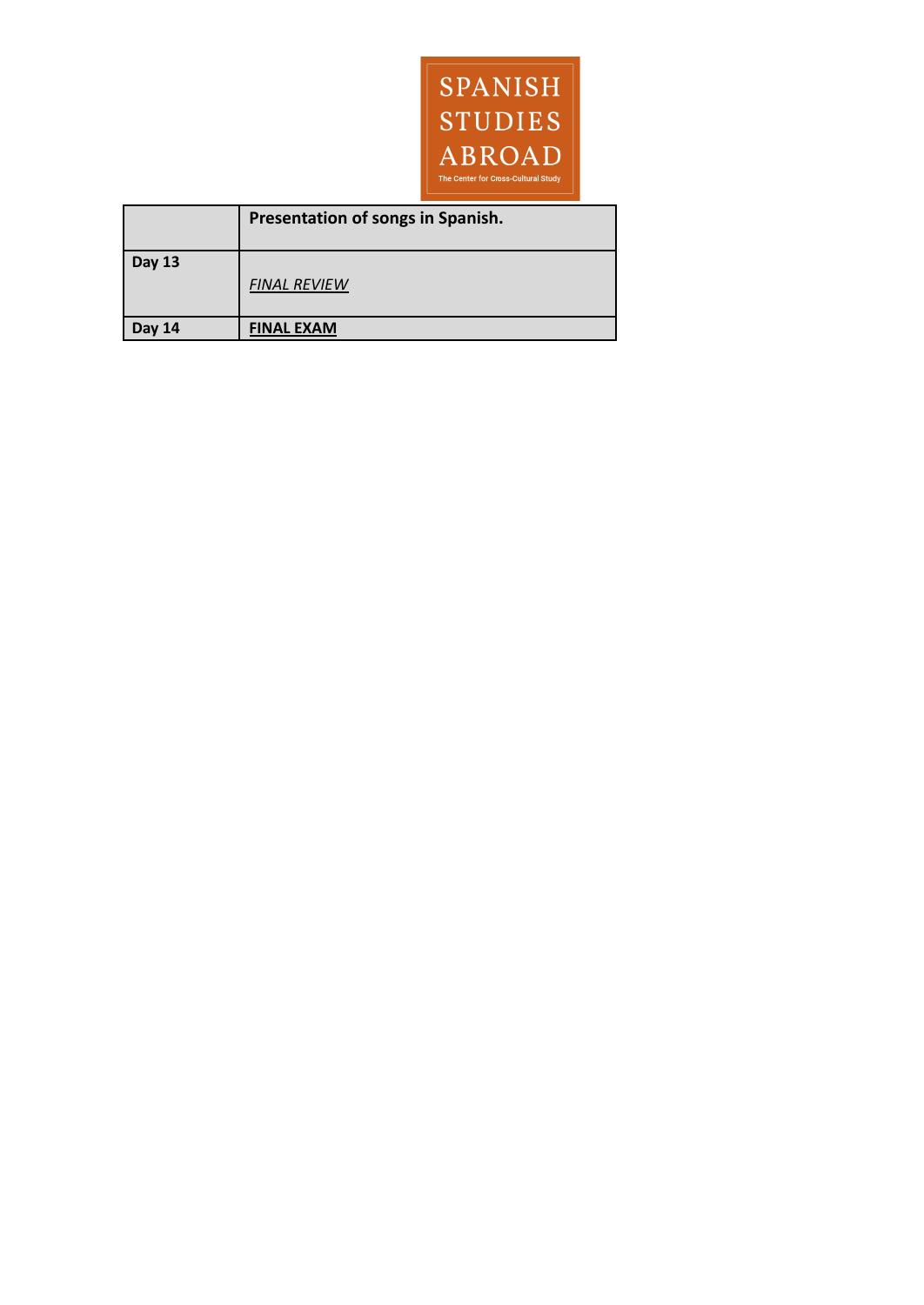| | |
|---|---|
| | **Presentation of songs in Spanish.** |
| **Day 13** | *FINAL REVIEW* |
| **Day 14** | **FINAL EXAM** |